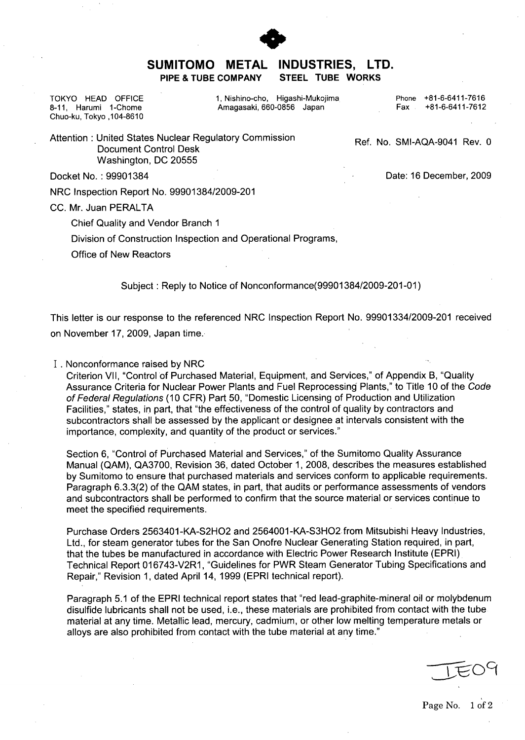# SUMITOMO METAL INDUSTRIES, LTD.

**PIPE & TUBE COMPANY STEEL TUBE WORKS**

TOKYO HEAD OFFICE
8-11, Harumi 1-Chome
Chuo-ku, Tokyo ,104-8610

1, Nishino-cho, Higashi-Mukojima
Amagasaki, 660-0856 Japan

Phone +81-6-6411-7616
Fax +81-6-6411-7612

Attention : United States Nuclear Regulatory Commission
Document Control Desk
Washington, DC 20555

Ref. No. SMI-AQA-9041 Rev. 0

Docket No. : 99901384

Date: 16 December, 2009

NRC Inspection Report No. 99901384/2009-201

CC. Mr. Juan PERALTA

Chief Quality and Vendor Branch 1

Division of Construction Inspection and Operational Programs,

Office of New Reactors

Subject : Reply to Notice of Nonconformance(99901384/2009-201-01)

This letter is our response to the referenced NRC Inspection Report No. 99901334/2009-201 received on November 17, 2009, Japan time.

I. Nonconformance raised by NRC

Criterion VII, "Control of Purchased Material, Equipment, and Services," of Appendix B, "Quality Assurance Criteria for Nuclear Power Plants and Fuel Reprocessing Plants," to Title 10 of the *Code of Federal Regulations* (10 CFR) Part 50, "Domestic Licensing of Production and Utilization Facilities," states, in part, that "the effectiveness of the control of quality by contractors and subcontractors shall be assessed by the applicant or designee at intervals consistent with the importance, complexity, and quantity of the product or services."

Section 6, "Control of Purchased Material and Services," of the Sumitomo Quality Assurance Manual (QAM), QA3700, Revision 36, dated October 1, 2008, describes the measures established by Sumitomo to ensure that purchased materials and services conform to applicable requirements. Paragraph 6.3.3(2) of the QAM states, in part, that audits or performance assessments of vendors and subcontractors shall be performed to confirm that the source material or services continue to meet the specified requirements.

Purchase Orders 2563401-KA-S2HO2 and 2564001-KA-S3HO2 from Mitsubishi Heavy Industries, Ltd., for steam generator tubes for the San Onofre Nuclear Generating Station required, in part, that the tubes be manufactured in accordance with Electric Power Research Institute (EPRI) Technical Report 016743-V2R1, "Guidelines for PWR Steam Generator Tubing Specifications and Repair," Revision 1, dated April 14, 1999 (EPRI technical report).

Paragraph 5.1 of the EPRI technical report states that "red lead-graphite-mineral oil or molybdenum disulfide lubricants shall not be used, i.e., these materials are prohibited from contact with the tube material at any time. Metallic lead, mercury, cadmium, or other low melting temperature metals or alloys are also prohibited from contact with the tube material at any time."

IE09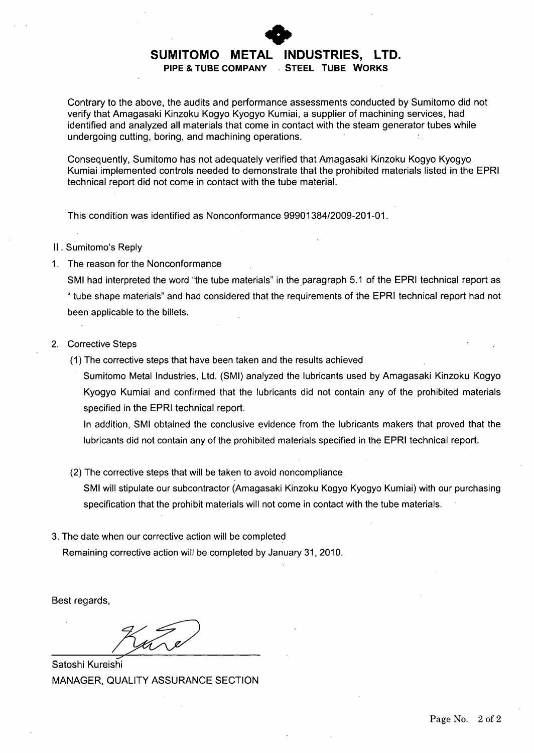# SUMITOMO METAL INDUSTRIES, LTD.

**PIPE & TUBE COMPANY STEEL TUBE WORKS**

Contrary to the above, the audits and performance assessments conducted by Sumitomo did not verify that Amagasaki Kinzoku Kogyo Kyogyo Kumiai, a supplier of machining services, had identified and analyzed all materials that come in contact with the steam generator tubes while undergoing cutting, boring, and machining operations.

Consequently, Sumitomo has not adequately verified that Amagasaki Kinzoku Kogyo Kyogyo Kumiai implemented controls needed to demonstrate that the prohibited materials listed in the EPRI technical report did not come in contact with the tube material.

This condition was identified as Nonconformance 99901384/2009-201-01.

II. Sumitomo's Reply

1. The reason for the Nonconformance

   SMI had interpreted the word "the tube materials" in the paragraph 5.1 of the EPRI technical report as " tube shape materials" and had considered that the requirements of the EPRI technical report had not been applicable to the billets.

2. Corrective Steps

   (1) The corrective steps that have been taken and the results achieved

   Sumitomo Metal Industries, Ltd. (SMI) analyzed the lubricants used by Amagasaki Kinzoku Kogyo Kyogyo Kumiai and confirmed that the lubricants did not contain any of the prohibited materials specified in the EPRI technical report.

   In addition, SMI obtained the conclusive evidence from the lubricants makers that proved that the lubricants did not contain any of the prohibited materials specified in the EPRI technical report.

   (2) The corrective steps that will be taken to avoid noncompliance

   SMI will stipulate our subcontractor (Amagasaki Kinzoku Kogyo Kyogyo Kumiai) with our purchasing specification that the prohibit materials will not come in contact with the tube materials.

3. The date when our corrective action will be completed

   Remaining corrective action will be completed by January 31, 2010.

Best regards,

Satoshi Kureishi
MANAGER, QUALITY ASSURANCE SECTION